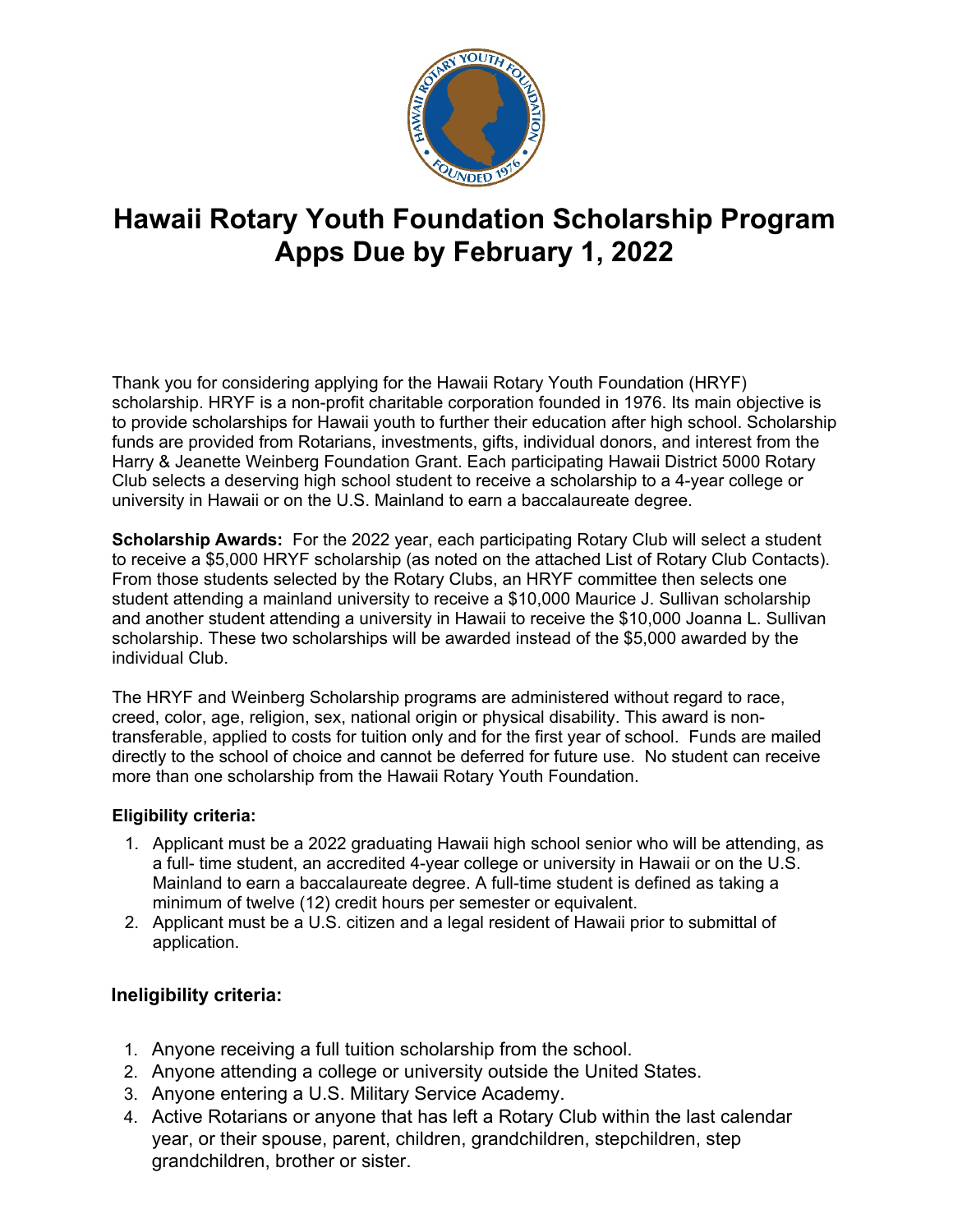# Hawaii Rotary Youth Foundation Scholarship Program
# Apps Due by February 1, 2022

Thank you for considering applying for the Hawaii Rotary Youth Foundation (HRYF) scholarship. HRYF is a non-profit charitable corporation founded in 1976. Its main objective is to provide scholarships for Hawaii youth to further their education after high school. Scholarship funds are provided from Rotarians, investments, gifts, individual donors, and interest from the Harry & Jeanette Weinberg Foundation Grant. Each participating Hawaii District 5000 Rotary Club selects a deserving high school student to receive a scholarship to a 4-year college or university in Hawaii or on the U.S. Mainland to earn a baccalaureate degree.

**Scholarship Awards:** For the 2022 year, each participating Rotary Club will select a student to receive a $5,000 HRYF scholarship (as noted on the attached List of Rotary Club Contacts). From those students selected by the Rotary Clubs, an HRYF committee then selects one student attending a mainland university to receive a $10,000 Maurice J. Sullivan scholarship and another student attending a university in Hawaii to receive the $10,000 Joanna L. Sullivan scholarship. These two scholarships will be awarded instead of the $5,000 awarded by the individual Club.

The HRYF and Weinberg Scholarship programs are administered without regard to race, creed, color, age, religion, sex, national origin or physical disability. This award is non-transferable, applied to costs for tuition only and for the first year of school. Funds are mailed directly to the school of choice and cannot be deferred for future use. No student can receive more than one scholarship from the Hawaii Rotary Youth Foundation.

**Eligibility criteria:**

1. Applicant must be a 2022 graduating Hawaii high school senior who will be attending, as a full- time student, an accredited 4-year college or university in Hawaii or on the U.S. Mainland to earn a baccalaureate degree. A full-time student is defined as taking a minimum of twelve (12) credit hours per semester or equivalent.
2. Applicant must be a U.S. citizen and a legal resident of Hawaii prior to submittal of application.

**Ineligibility criteria:**

1. Anyone receiving a full tuition scholarship from the school.
2. Anyone attending a college or university outside the United States.
3. Anyone entering a U.S. Military Service Academy.
4. Active Rotarians or anyone that has left a Rotary Club within the last calendar year, or their spouse, parent, children, grandchildren, stepchildren, step grandchildren, brother or sister.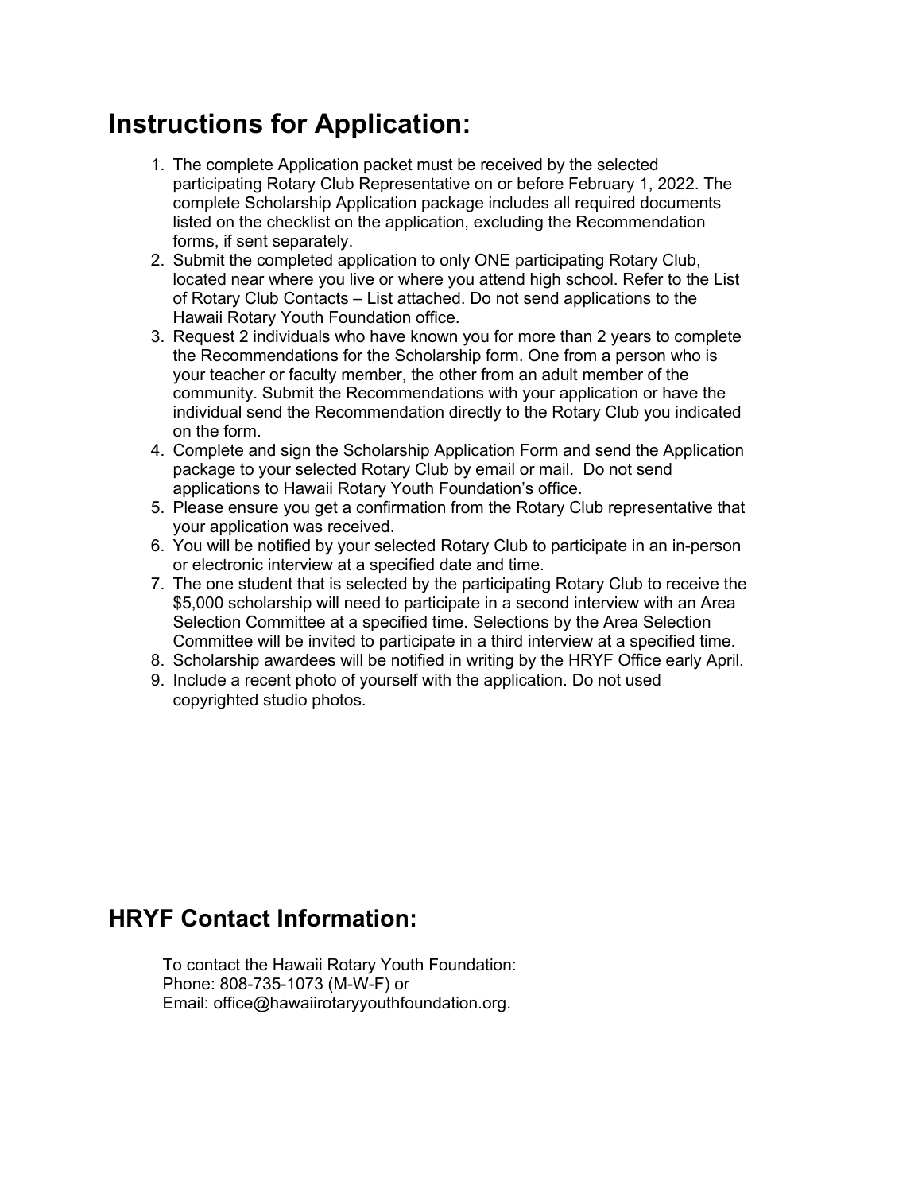# Instructions for Application:

1. The complete Application packet must be received by the selected participating Rotary Club Representative on or before February 1, 2022. The complete Scholarship Application package includes all required documents listed on the checklist on the application, excluding the Recommendation forms, if sent separately.
2. Submit the completed application to only ONE participating Rotary Club, located near where you live or where you attend high school. Refer to the List of Rotary Club Contacts – List attached. Do not send applications to the Hawaii Rotary Youth Foundation office.
3. Request 2 individuals who have known you for more than 2 years to complete the Recommendations for the Scholarship form. One from a person who is your teacher or faculty member, the other from an adult member of the community. Submit the Recommendations with your application or have the individual send the Recommendation directly to the Rotary Club you indicated on the form.
4. Complete and sign the Scholarship Application Form and send the Application package to your selected Rotary Club by email or mail. Do not send applications to Hawaii Rotary Youth Foundation's office.
5. Please ensure you get a confirmation from the Rotary Club representative that your application was received.
6. You will be notified by your selected Rotary Club to participate in an in-person or electronic interview at a specified date and time.
7. The one student that is selected by the participating Rotary Club to receive the $5,000 scholarship will need to participate in a second interview with an Area Selection Committee at a specified time. Selections by the Area Selection Committee will be invited to participate in a third interview at a specified time.
8. Scholarship awardees will be notified in writing by the HRYF Office early April.
9. Include a recent photo of yourself with the application. Do not used copyrighted studio photos.

# HRYF Contact Information:

To contact the Hawaii Rotary Youth Foundation:
Phone: 808-735-1073 (M-W-F) or
Email: office@hawaiirotaryyouthfoundation.org.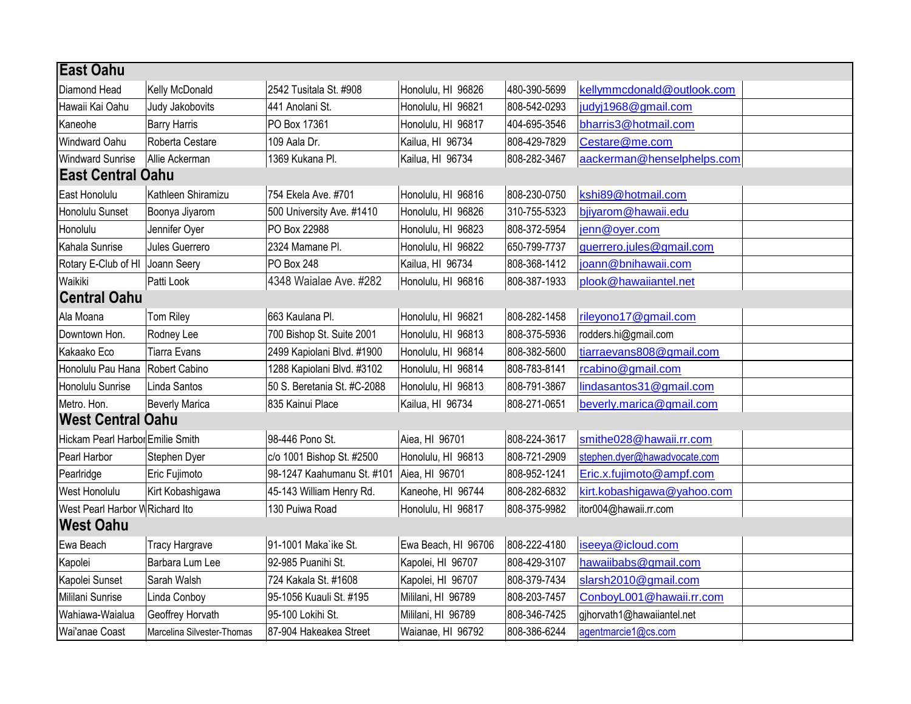| East Oahu | | | | | | |
|---|---|---|---|---|---|---|
| Diamond Head | Kelly McDonald | 2542 Tusitala St. #908 | Honolulu, HI 96826 | 480-390-5699 | kellymmcdonald@outlook.com | |
| Hawaii Kai Oahu | Judy Jakobovits | 441 Anolani St. | Honolulu, HI 96821 | 808-542-0293 | judyj1968@gmail.com | |
| Kaneohe | Barry Harris | PO Box 17361 | Honolulu, HI 96817 | 404-695-3546 | bharris3@hotmail.com | |
| Windward Oahu | Roberta Cestare | 109 Aala Dr. | Kailua, HI 96734 | 808-429-7829 | Cestare@me.com | |
| Windward Sunrise | Allie Ackerman | 1369 Kukana Pl. | Kailua, HI 96734 | 808-282-3467 | aackerman@henselphelps.com | |
| **East Central Oahu** | | | | | | |
| East Honolulu | Kathleen Shiramizu | 754 Ekela Ave. #701 | Honolulu, HI 96816 | 808-230-0750 | kshi89@hotmail.com | |
| Honolulu Sunset | Boonya Jiyarom | 500 University Ave. #1410 | Honolulu, HI 96826 | 310-755-5323 | bjiyarom@hawaii.edu | |
| Honolulu | Jennifer Oyer | PO Box 22988 | Honolulu, HI 96823 | 808-372-5954 | jenn@oyer.com | |
| Kahala Sunrise | Jules Guerrero | 2324 Mamane Pl. | Honolulu, HI 96822 | 650-799-7737 | guerrero.jules@gmail.com | |
| Rotary E-Club of HI | Joann Seery | PO Box 248 | Kailua, HI 96734 | 808-368-1412 | joann@bnihawaii.com | |
| Waikiki | Patti Look | 4348 Waialae Ave. #282 | Honolulu, HI 96816 | 808-387-1933 | plook@hawaiiantel.net | |
| **Central Oahu** | | | | | | |
| Ala Moana | Tom Riley | 663 Kaulana Pl. | Honolulu, HI 96821 | 808-282-1458 | rileyono17@gmail.com | |
| Downtown Hon. | Rodney Lee | 700 Bishop St. Suite 2001 | Honolulu, HI 96813 | 808-375-5936 | rodders.hi@gmail.com | |
| Kakaako Eco | Tiarra Evans | 2499 Kapiolani Blvd. #1900 | Honolulu, HI 96814 | 808-382-5600 | tiarraevans808@gmail.com | |
| Honolulu Pau Hana | Robert Cabino | 1288 Kapiolani Blvd. #3102 | Honolulu, HI 96814 | 808-783-8141 | rcabino@gmail.com | |
| Honolulu Sunrise | Linda Santos | 50 S. Beretania St. #C-2088 | Honolulu, HI 96813 | 808-791-3867 | lindasantos31@gmail.com | |
| Metro. Hon. | Beverly Marica | 835 Kainui Place | Kailua, HI 96734 | 808-271-0651 | beverly.marica@gmail.com | |
| **West Central Oahu** | | | | | | |
| Hickam Pearl Harbor | Emilie Smith | 98-446 Pono St. | Aiea, HI 96701 | 808-224-3617 | smithe028@hawaii.rr.com | |
| Pearl Harbor | Stephen Dyer | c/o 1001 Bishop St. #2500 | Honolulu, HI 96813 | 808-721-2909 | stephen.dyer@hawadvocate.com | |
| Pearlridge | Eric Fujimoto | 98-1247 Kaahumanu St. #101 | Aiea, HI 96701 | 808-952-1241 | Eric.x.fujimoto@ampf.com | |
| West Honolulu | Kirt Kobashigawa | 45-143 William Henry Rd. | Kaneohe, HI 96744 | 808-282-6832 | kirt.kobashigawa@yahoo.com | |
| West Pearl Harbor W | Richard Ito | 130 Puiwa Road | Honolulu, HI 96817 | 808-375-9982 | itor004@hawaii.rr.com | |
| **West Oahu** | | | | | | |
| Ewa Beach | Tracy Hargrave | 91-1001 Maka`ike St. | Ewa Beach, HI 96706 | 808-222-4180 | iseeya@icloud.com | |
| Kapolei | Barbara Lum Lee | 92-985 Puanihi St. | Kapolei, HI 96707 | 808-429-3107 | hawaiibabs@gmail.com | |
| Kapolei Sunset | Sarah Walsh | 724 Kakala St. #1608 | Kapolei, HI 96707 | 808-379-7434 | slarsh2010@gmail.com | |
| Mililani Sunrise | Linda Conboy | 95-1056 Kuauli St. #195 | Mililani, HI 96789 | 808-203-7457 | ConboyL001@hawaii.rr.com | |
| Wahiawa-Waialua | Geoffrey Horvath | 95-100 Lokihi St. | Mililani, HI 96789 | 808-346-7425 | gjhorvath1@hawaiiantel.net | |
| Wai'anae Coast | Marcelina Silvester-Thomas | 87-904 Hakeakea Street | Waianae, HI 96792 | 808-386-6244 | agentmarcie1@cs.com | |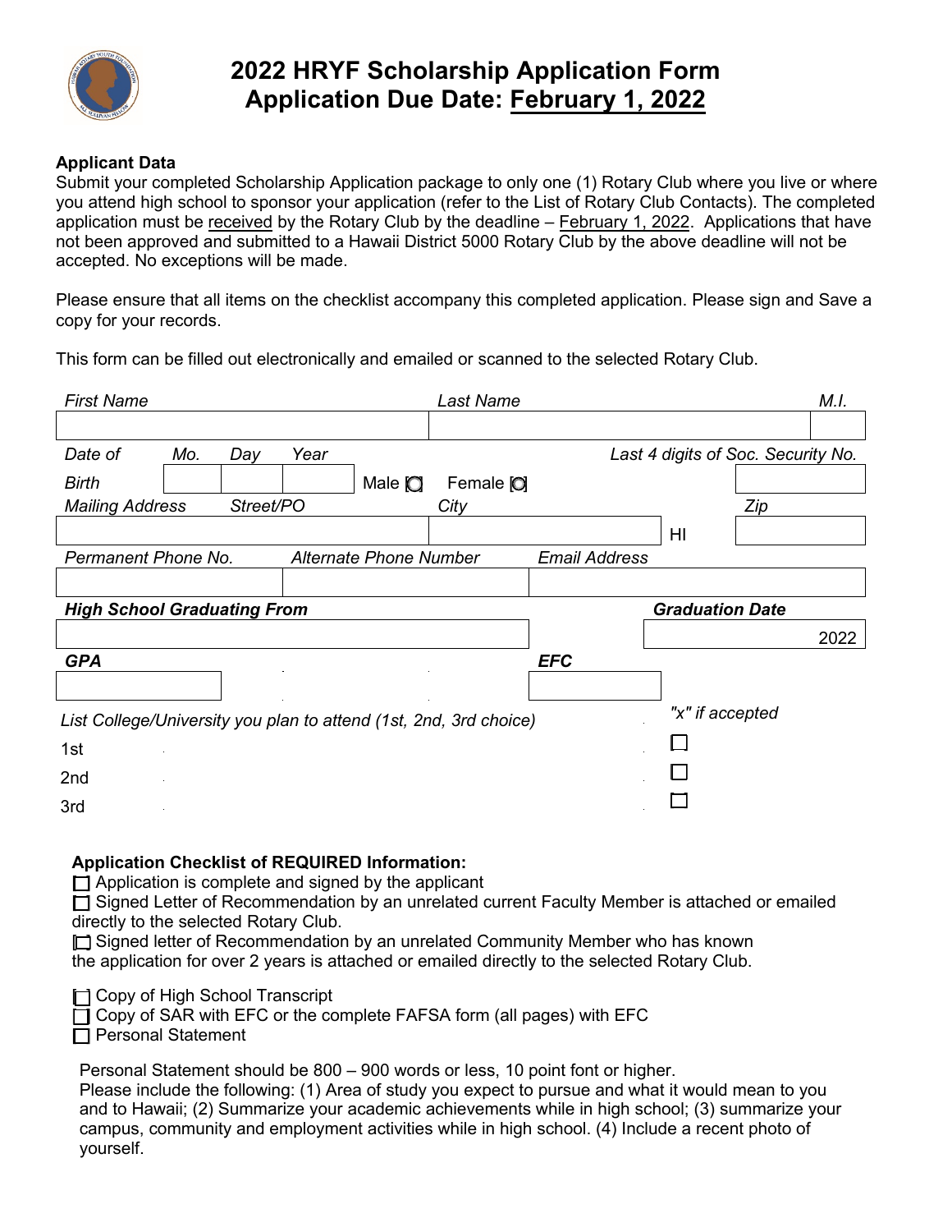# 2022 HRYF Scholarship Application Form
# Application Due Date: February 1, 2022

**Applicant Data**

Submit your completed Scholarship Application package to only one (1) Rotary Club where you live or where you attend high school to sponsor your application (refer to the List of Rotary Club Contacts). The completed application must be received by the Rotary Club by the deadline – February 1, 2022. Applications that have not been approved and submitted to a Hawaii District 5000 Rotary Club by the above deadline will not be accepted. No exceptions will be made.

Please ensure that all items on the checklist accompany this completed application. Please sign and Save a copy for your records.

This form can be filled out electronically and emailed or scanned to the selected Rotary Club.

| *First Name* | *Last Name* | *M.I.* |
|---|---|---|
| | | |

| *Date of Birth* | *Mo.* | *Day* | *Year* | | *Last 4 digits of Soc. Security No.* |
|---|---|---|---|---|---|
| | | | | Male ☐ Female ☐ | |

| *Mailing Address* *Street/PO* | *City* | | *Zip* |
|---|---|---|---|
| | | HI | |

| *Permanent Phone No.* | *Alternate Phone Number* | *Email Address* |
|---|---|---|
| | | |

| ***High School Graduating From*** | ***Graduation Date*** |
|---|---|
| | 2022 |

| ***GPA*** | ***EFC*** |
|---|---|
| | |

*List College/University you plan to attend (1st, 2nd, 3rd choice)* — *"x" if accepted*

1st ☐

2nd ☐

3rd ☐

**Application Checklist of REQUIRED Information:**

☐ Application is complete and signed by the applicant

☐ Signed Letter of Recommendation by an unrelated current Faculty Member is attached or emailed directly to the selected Rotary Club.

☐ Signed letter of Recommendation by an unrelated Community Member who has known the application for over 2 years is attached or emailed directly to the selected Rotary Club.

☐ Copy of High School Transcript

☐ Copy of SAR with EFC or the complete FAFSA form (all pages) with EFC

☐ Personal Statement

Personal Statement should be 800 – 900 words or less, 10 point font or higher.
Please include the following: (1) Area of study you expect to pursue and what it would mean to you and to Hawaii; (2) Summarize your academic achievements while in high school; (3) summarize your campus, community and employment activities while in high school. (4) Include a recent photo of yourself.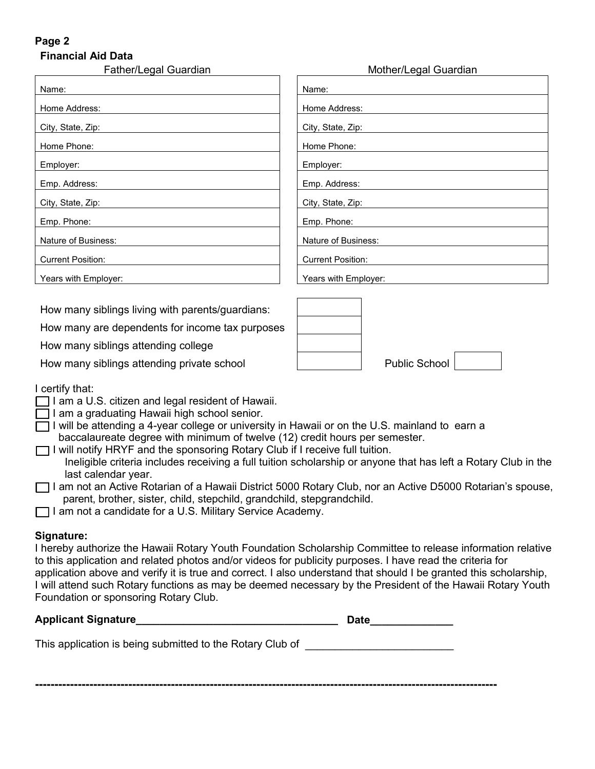**Page 2**

**Financial Aid Data**

| Father/Legal Guardian | Mother/Legal Guardian |
|---|---|
| Name: | Name: |
| Home Address: | Home Address: |
| City, State, Zip: | City, State, Zip: |
| Home Phone: | Home Phone: |
| Employer: | Employer: |
| Emp. Address: | Emp. Address: |
| City, State, Zip: | City, State, Zip: |
| Emp. Phone: | Emp. Phone: |
| Nature of Business: | Nature of Business: |
| Current Position: | Current Position: |
| Years with Employer: | Years with Employer: |

| | | | |
|---|---|---|---|
| How many siblings living with parents/guardians: | | | |
| How many are dependents for income tax purposes | | | |
| How many siblings attending college | | | |
| How many siblings attending private school | | Public School | |

I certify that:

- ☐ I am a U.S. citizen and legal resident of Hawaii.
- ☐ I am a graduating Hawaii high school senior.
- ☐ I will be attending a 4-year college or university in Hawaii or on the U.S. mainland to earn a baccalaureate degree with minimum of twelve (12) credit hours per semester.
- ☐ I will notify HRYF and the sponsoring Rotary Club if I receive full tuition.
  Ineligible criteria includes receiving a full tuition scholarship or anyone that has left a Rotary Club in the last calendar year.
- ☐ I am not an Active Rotarian of a Hawaii District 5000 Rotary Club, nor an Active D5000 Rotarian's spouse, parent, brother, sister, child, stepchild, grandchild, stepgrandchild.
- ☐ I am not a candidate for a U.S. Military Service Academy.

**Signature:**

I hereby authorize the Hawaii Rotary Youth Foundation Scholarship Committee to release information relative to this application and related photos and/or videos for publicity purposes. I have read the criteria for application above and verify it is true and correct. I also understand that should I be granted this scholarship, I will attend such Rotary functions as may be deemed necessary by the President of the Hawaii Rotary Youth Foundation or sponsoring Rotary Club.

**Applicant Signature**________________________________ **Date**_____________

This application is being submitted to the Rotary Club of ________________________

---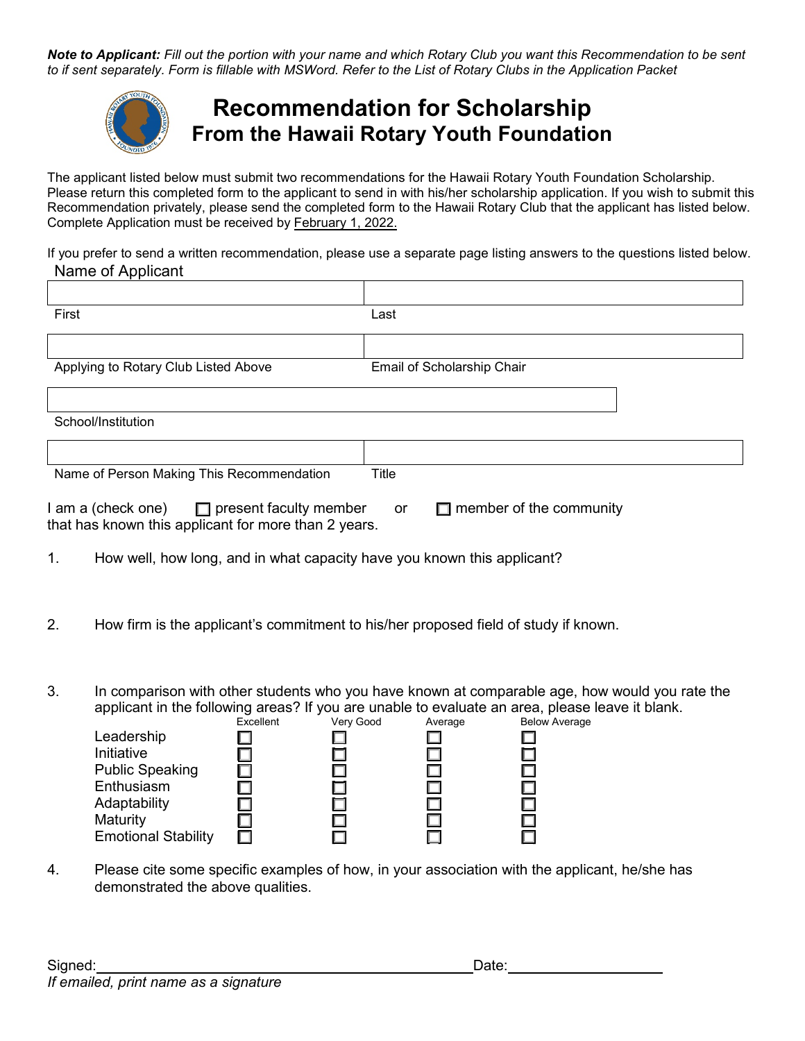***Note to Applicant:*** *Fill out the portion with your name and which Rotary Club you want this Recommendation to be sent to if sent separately. Form is fillable with MSWord. Refer to the List of Rotary Clubs in the Application Packet*

# Recommendation for Scholarship
## From the Hawaii Rotary Youth Foundation

The applicant listed below must submit two recommendations for the Hawaii Rotary Youth Foundation Scholarship. Please return this completed form to the applicant to send in with his/her scholarship application. If you wish to submit this Recommendation privately, please send the completed form to the Hawaii Rotary Club that the applicant has listed below. Complete Application must be received by February 1, 2022.

If you prefer to send a written recommendation, please use a separate page listing answers to the questions listed below.

Name of Applicant

| | |
|---|---|
| First | Last |
| Applying to Rotary Club Listed Above | Email of Scholarship Chair |
| School/Institution | |
| Name of Person Making This Recommendation | Title |

I am a (check one) ☐ present faculty member or ☐ member of the community that has known this applicant for more than 2 years.

1. How well, how long, and in what capacity have you known this applicant?

2. How firm is the applicant's commitment to his/her proposed field of study if known.

3. In comparison with other students who you have known at comparable age, how would you rate the applicant in the following areas? If you are unable to evaluate an area, please leave it blank.

| | Excellent | Very Good | Average | Below Average |
|---|---|---|---|---|
| Leadership | ☐ | ☐ | ☐ | ☐ |
| Initiative | ☐ | ☐ | ☐ | ☐ |
| Public Speaking | ☐ | ☐ | ☐ | ☐ |
| Enthusiasm | ☐ | ☐ | ☐ | ☐ |
| Adaptability | ☐ | ☐ | ☐ | ☐ |
| Maturity | ☐ | ☐ | ☐ | ☐ |
| Emotional Stability | ☐ | ☐ | ☐ | ☐ |

4. Please cite some specific examples of how, in your association with the applicant, he/she has demonstrated the above qualities.

Signed:_______________________________________________ Date:__________________

*If emailed, print name as a signature*